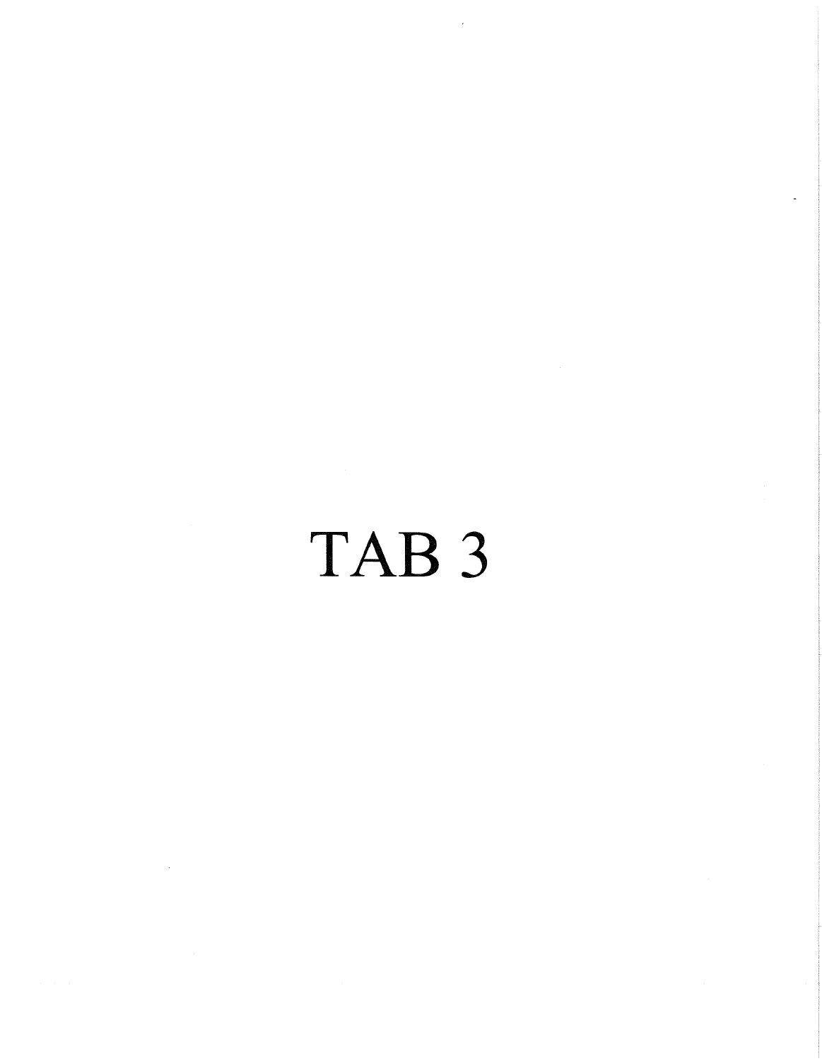# TAB 3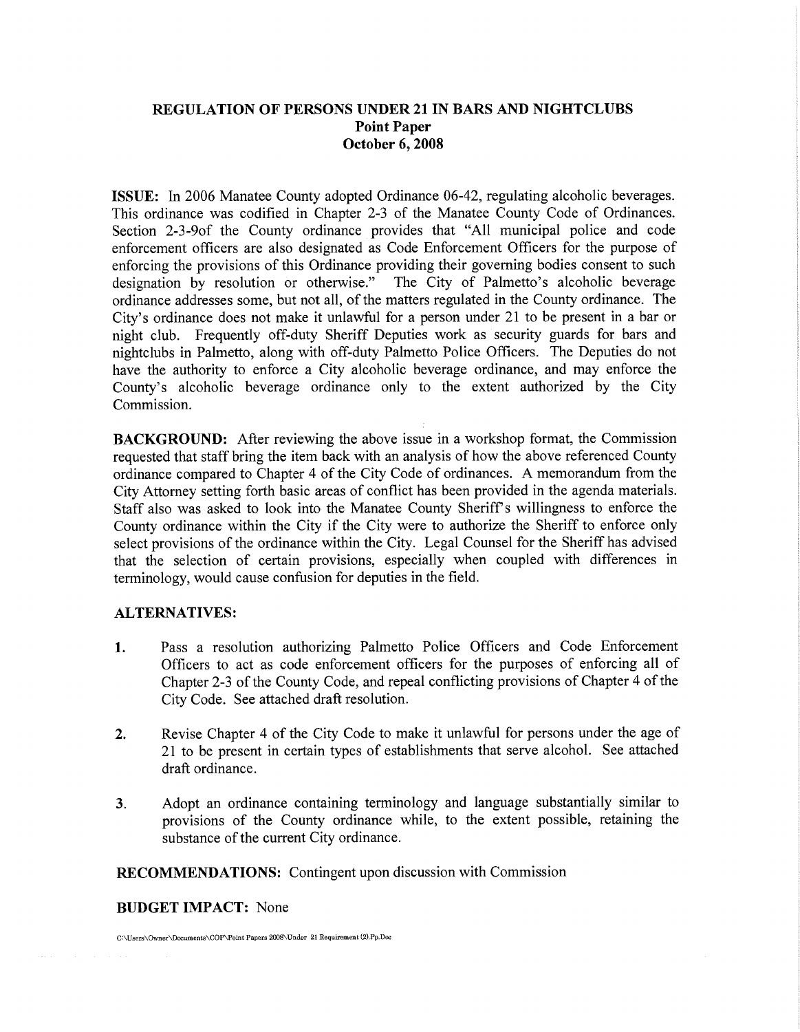# REGULATION OF PERSONS UNDER 21 IN BARS AND NIGHTCLUBS
## Point Paper
## October 6, 2008

**ISSUE:** In 2006 Manatee County adopted Ordinance 06-42, regulating alcoholic beverages. This ordinance was codified in Chapter 2-3 of the Manatee County Code of Ordinances. Section 2-3-9of the County ordinance provides that "All municipal police and code enforcement officers are also designated as Code Enforcement Officers for the purpose of enforcing the provisions of this Ordinance providing their governing bodies consent to such designation by resolution or otherwise." The City of Palmetto's alcoholic beverage ordinance addresses some, but not all, of the matters regulated in the County ordinance. The City's ordinance does not make it unlawful for a person under 21 to be present in a bar or night club. Frequently off-duty Sheriff Deputies work as security guards for bars and nightclubs in Palmetto, along with off-duty Palmetto Police Officers. The Deputies do not have the authority to enforce a City alcoholic beverage ordinance, and may enforce the County's alcoholic beverage ordinance only to the extent authorized by the City Commission.

**BACKGROUND:** After reviewing the above issue in a workshop format, the Commission requested that staff bring the item back with an analysis of how the above referenced County ordinance compared to Chapter 4 of the City Code of ordinances. A memorandum from the City Attorney setting forth basic areas of conflict has been provided in the agenda materials. Staff also was asked to look into the Manatee County Sheriff's willingness to enforce the County ordinance within the City if the City were to authorize the Sheriff to enforce only select provisions of the ordinance within the City. Legal Counsel for the Sheriff has advised that the selection of certain provisions, especially when coupled with differences in terminology, would cause confusion for deputies in the field.

**ALTERNATIVES:**

1. Pass a resolution authorizing Palmetto Police Officers and Code Enforcement Officers to act as code enforcement officers for the purposes of enforcing all of Chapter 2-3 of the County Code, and repeal conflicting provisions of Chapter 4 of the City Code. See attached draft resolution.

2. Revise Chapter 4 of the City Code to make it unlawful for persons under the age of 21 to be present in certain types of establishments that serve alcohol. See attached draft ordinance.

3. Adopt an ordinance containing terminology and language substantially similar to provisions of the County ordinance while, to the extent possible, retaining the substance of the current City ordinance.

**RECOMMENDATIONS:** Contingent upon discussion with Commission

**BUDGET IMPACT:** None

C:\Users\Owner\Documents\COP\Point Papers 2008\Under 21 Requirement (2).Pp.Doc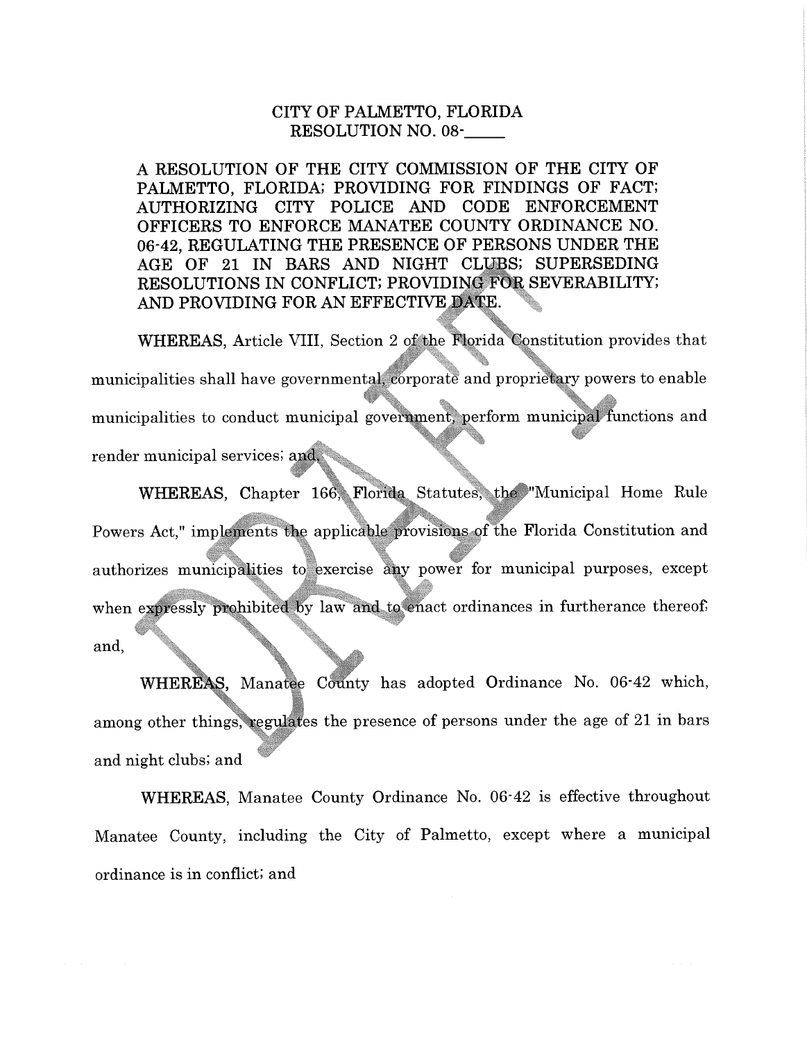# CITY OF PALMETTO, FLORIDA
## RESOLUTION NO. 08-_____

A RESOLUTION OF THE CITY COMMISSION OF THE CITY OF PALMETTO, FLORIDA; PROVIDING FOR FINDINGS OF FACT; AUTHORIZING CITY POLICE AND CODE ENFORCEMENT OFFICERS TO ENFORCE MANATEE COUNTY ORDINANCE NO. 06-42, REGULATING THE PRESENCE OF PERSONS UNDER THE AGE OF 21 IN BARS AND NIGHT CLUBS; SUPERSEDING RESOLUTIONS IN CONFLICT; PROVIDING FOR SEVERABILITY; AND PROVIDING FOR AN EFFECTIVE DATE.

**WHEREAS**, Article VIII, Section 2 of the Florida Constitution provides that municipalities shall have governmental, corporate and proprietary powers to enable municipalities to conduct municipal government, perform municipal functions and render municipal services; and,

**WHEREAS**, Chapter 166, Florida Statutes, the "Municipal Home Rule Powers Act," implements the applicable provisions of the Florida Constitution and authorizes municipalities to exercise any power for municipal purposes, except when expressly prohibited by law and to enact ordinances in furtherance thereof; and,

**WHEREAS**, Manatee County has adopted Ordinance No. 06-42 which, among other things, regulates the presence of persons under the age of 21 in bars and night clubs; and

**WHEREAS**, Manatee County Ordinance No. 06-42 is effective throughout Manatee County, including the City of Palmetto, except where a municipal ordinance is in conflict; and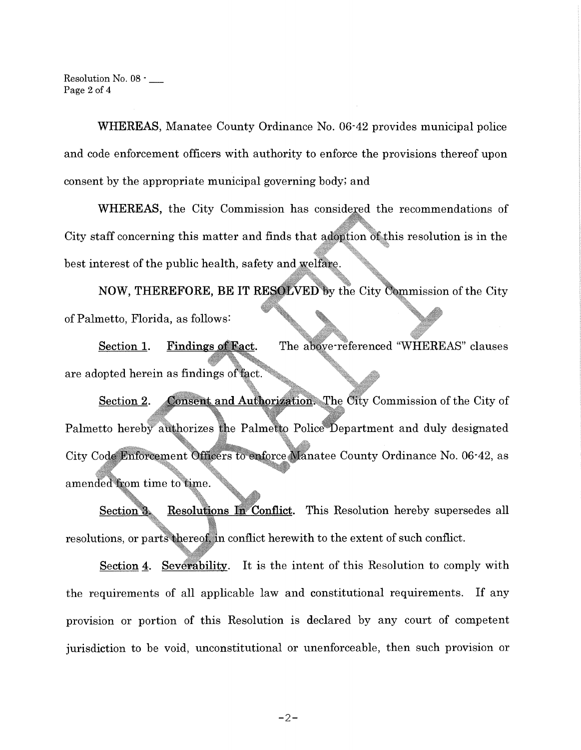WHEREAS, Manatee County Ordinance No. 06-42 provides municipal police and code enforcement officers with authority to enforce the provisions thereof upon consent by the appropriate municipal governing body; and

WHEREAS, the City Commission has considered the recommendations of City staff concerning this matter and finds that adoption of this resolution is in the best interest of the public health, safety and welfare.

NOW, THEREFORE, BE IT RESOLVED by the City Commission of the City of Palmetto, Florida, as follows:

Section 1. Findings of Fact. The above-referenced "WHEREAS" clauses are adopted herein as findings of fact.

Section 2. Consent and Authorization. The City Commission of the City of Palmetto hereby authorizes the Palmetto Police Department and duly designated City Code Enforcement Officers to enforce Manatee County Ordinance No. 06-42, as amended from time to time.

Section 3. Resolutions In Conflict. This Resolution hereby supersedes all resolutions, or parts thereof, in conflict herewith to the extent of such conflict.

Section 4. Severability. It is the intent of this Resolution to comply with the requirements of all applicable law and constitutional requirements. If any provision or portion of this Resolution is declared by any court of competent jurisdiction to be void, unconstitutional or unenforceable, then such provision or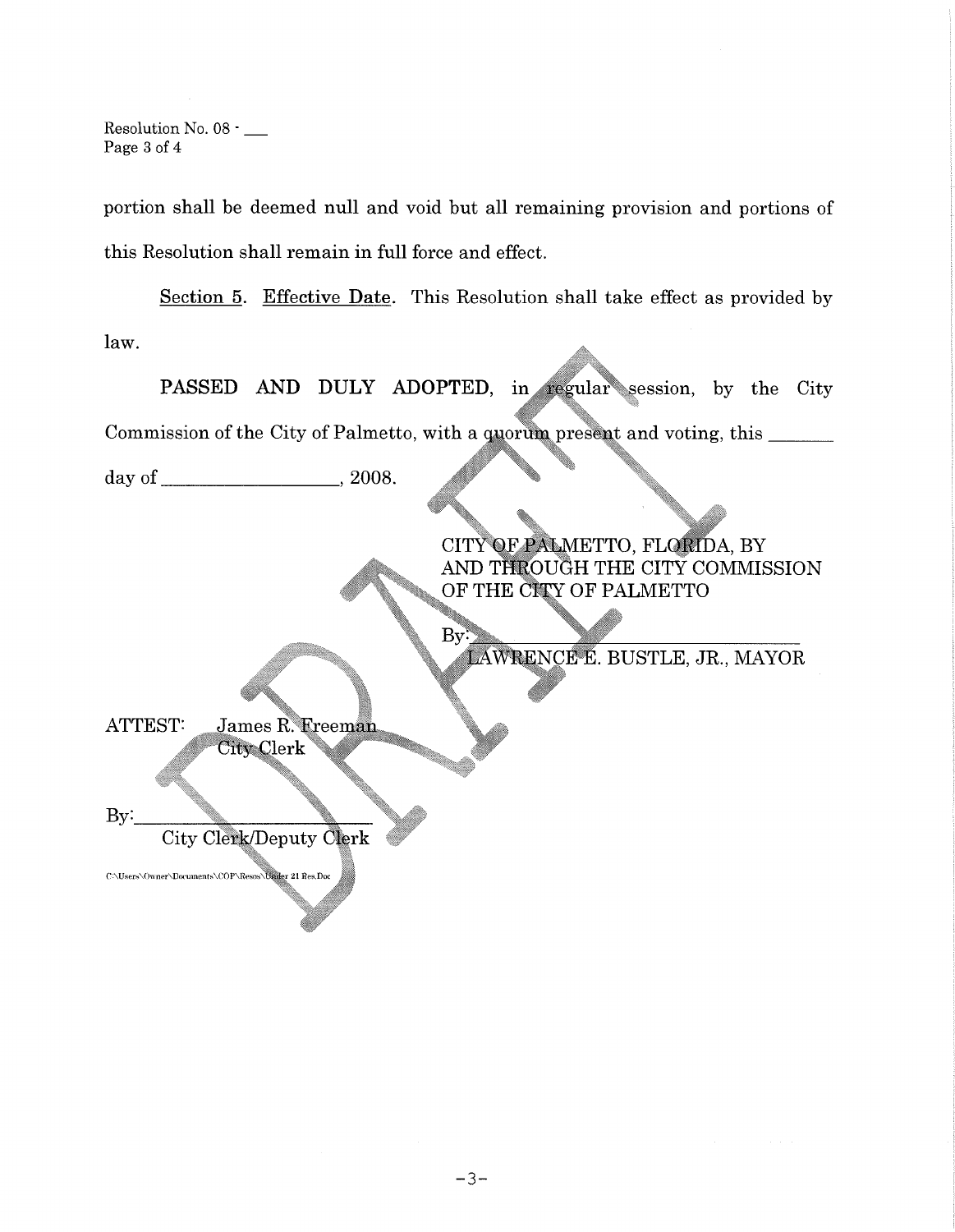portion shall be deemed null and void but all remaining provision and portions of this Resolution shall remain in full force and effect.

Section 5. Effective Date. This Resolution shall take effect as provided by law.

**PASSED AND DULY ADOPTED**, in regular session, by the City Commission of the City of Palmetto, with a quorum present and voting, this _______ day of __________________, 2008.

CITY OF PALMETTO, FLORIDA, BY AND THROUGH THE CITY COMMISSION OF THE CITY OF PALMETTO

By: ________________________________
LAWRENCE E. BUSTLE, JR., MAYOR

ATTEST: James R. Freeman
City Clerk

By: ________________________
City Clerk/Deputy Clerk

C:\Users\Owner\Documents\COP\Resos\Under 21 Res.Doc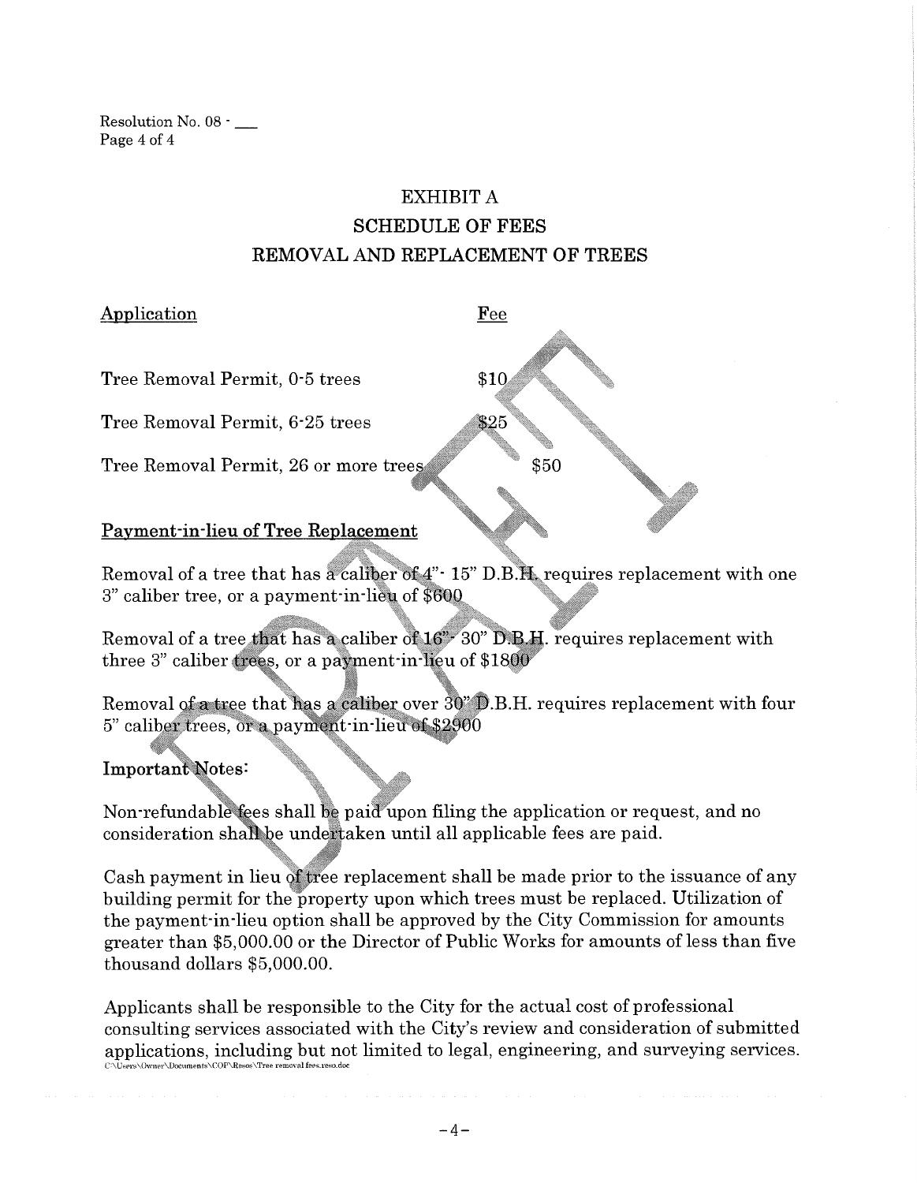Resolution No. 08 - ___

# EXHIBIT A
## SCHEDULE OF FEES
## REMOVAL AND REPLACEMENT OF TREES

| Application | Fee |
|---|---|
| Tree Removal Permit, 0-5 trees | $10 |
| Tree Removal Permit, 6-25 trees | $25 |
| Tree Removal Permit, 26 or more trees | $50 |

### Payment-in-lieu of Tree Replacement

Removal of a tree that has a caliber of 4"- 15" D.B.H. requires replacement with one 3" caliber tree, or a payment-in-lieu of $600

Removal of a tree that has a caliber of 16"- 30" D.B.H. requires replacement with three 3" caliber trees, or a payment-in-lieu of $1800

Removal of a tree that has a caliber over 30" D.B.H. requires replacement with four 5" caliber trees, or a payment-in-lieu of $2900

**Important Notes:**

Non-refundable fees shall be paid upon filing the application or request, and no consideration shall be undertaken until all applicable fees are paid.

Cash payment in lieu of tree replacement shall be made prior to the issuance of any building permit for the property upon which trees must be replaced. Utilization of the payment-in-lieu option shall be approved by the City Commission for amounts greater than $5,000.00 or the Director of Public Works for amounts of less than five thousand dollars $5,000.00.

Applicants shall be responsible to the City for the actual cost of professional consulting services associated with the City's review and consideration of submitted applications, including but not limited to legal, engineering, and surveying services.

C:\Users\Owner\Documents\COF\Resos\Tree removal fees.reso.doc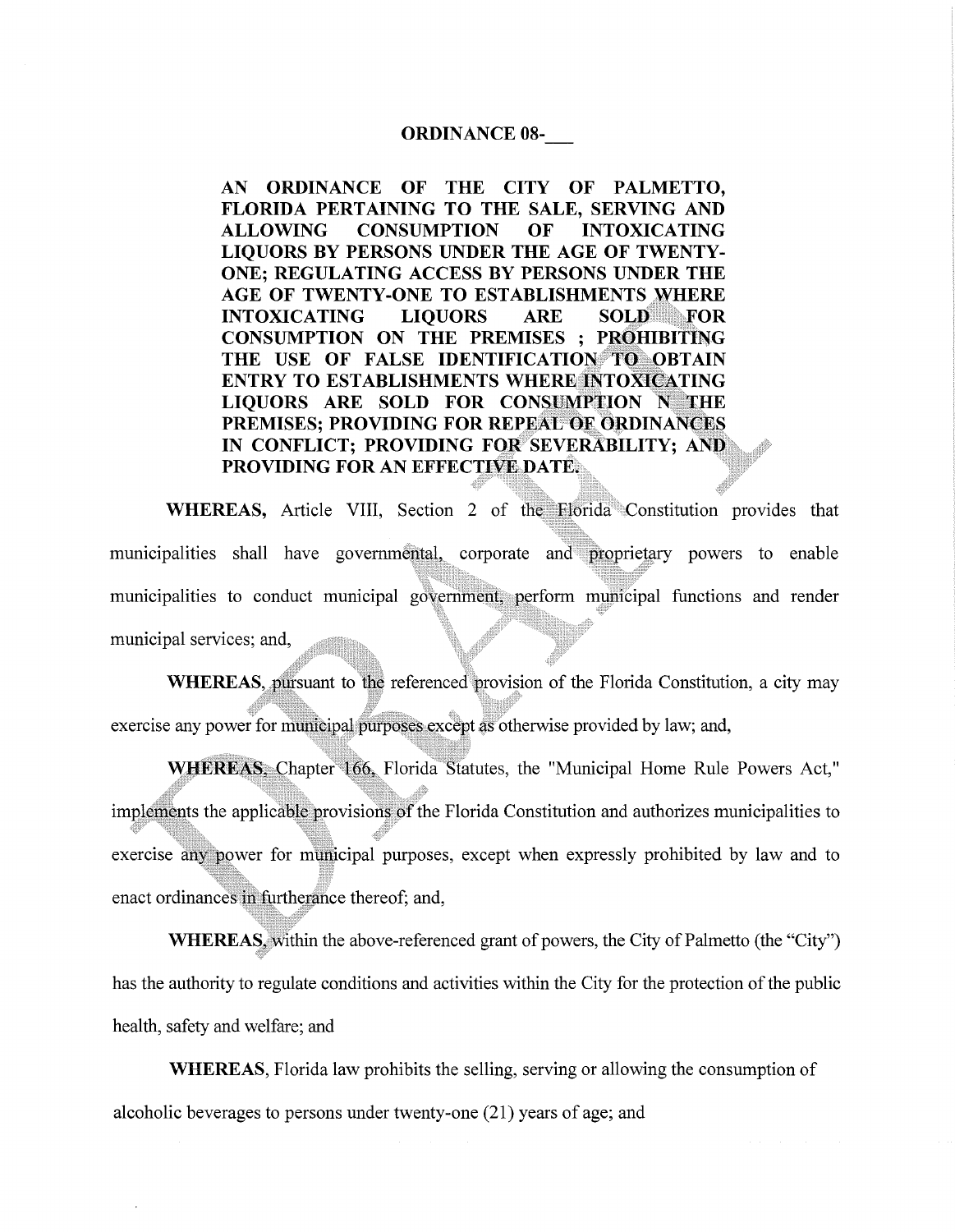## ORDINANCE 08-___

**AN ORDINANCE OF THE CITY OF PALMETTO, FLORIDA PERTAINING TO THE SALE, SERVING AND ALLOWING CONSUMPTION OF INTOXICATING LIQUORS BY PERSONS UNDER THE AGE OF TWENTY-ONE; REGULATING ACCESS BY PERSONS UNDER THE AGE OF TWENTY-ONE TO ESTABLISHMENTS WHERE INTOXICATING LIQUORS ARE SOLD FOR CONSUMPTION ON THE PREMISES ; PROHIBITING THE USE OF FALSE IDENTIFICATION TO OBTAIN ENTRY TO ESTABLISHMENTS WHERE INTOXICATING LIQUORS ARE SOLD FOR CONSUMPTION N THE PREMISES; PROVIDING FOR REPEAL OF ORDINANCES IN CONFLICT; PROVIDING FOR SEVERABILITY; AND PROVIDING FOR AN EFFECTIVE DATE.**

**WHEREAS,** Article VIII, Section 2 of the Florida Constitution provides that municipalities shall have governmental, corporate and proprietary powers to enable municipalities to conduct municipal government, perform municipal functions and render municipal services; and,

**WHEREAS,** pursuant to the referenced provision of the Florida Constitution, a city may exercise any power for municipal purposes except as otherwise provided by law; and,

**WHEREAS,** Chapter 166, Florida Statutes, the "Municipal Home Rule Powers Act," implements the applicable provisions of the Florida Constitution and authorizes municipalities to exercise any power for municipal purposes, except when expressly prohibited by law and to enact ordinances in furtherance thereof; and,

**WHEREAS,** within the above-referenced grant of powers, the City of Palmetto (the "City") has the authority to regulate conditions and activities within the City for the protection of the public health, safety and welfare; and

**WHEREAS,** Florida law prohibits the selling, serving or allowing the consumption of alcoholic beverages to persons under twenty-one (21) years of age; and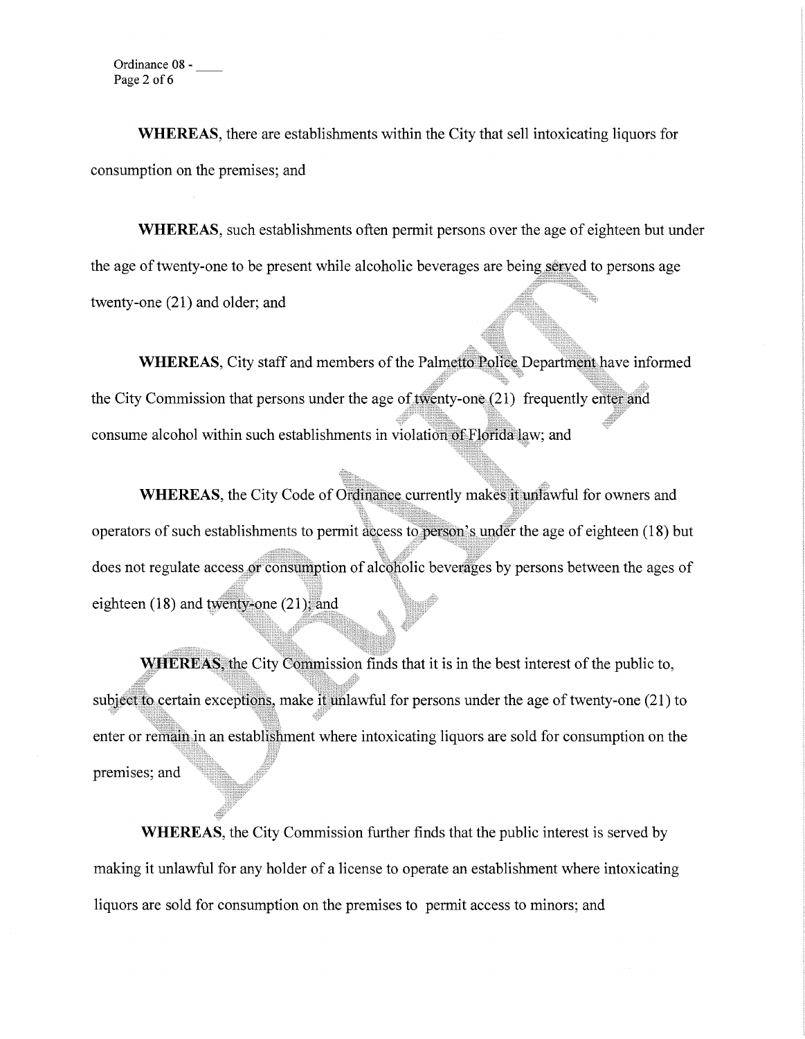**WHEREAS**, there are establishments within the City that sell intoxicating liquors for consumption on the premises; and

**WHEREAS**, such establishments often permit persons over the age of eighteen but under the age of twenty-one to be present while alcoholic beverages are being served to persons age twenty-one (21) and older; and

**WHEREAS**, City staff and members of the Palmetto Police Department have informed the City Commission that persons under the age of twenty-one (21) frequently enter and consume alcohol within such establishments in violation of Florida law; and

**WHEREAS**, the City Code of Ordinance currently makes it unlawful for owners and operators of such establishments to permit access to person's under the age of eighteen (18) but does not regulate access or consumption of alcoholic beverages by persons between the ages of eighteen (18) and twenty-one (21); and

**WHEREAS**, the City Commission finds that it is in the best interest of the public to, subject to certain exceptions, make it unlawful for persons under the age of twenty-one (21) to enter or remain in an establishment where intoxicating liquors are sold for consumption on the premises; and

**WHEREAS**, the City Commission further finds that the public interest is served by making it unlawful for any holder of a license to operate an establishment where intoxicating liquors are sold for consumption on the premises to permit access to minors; and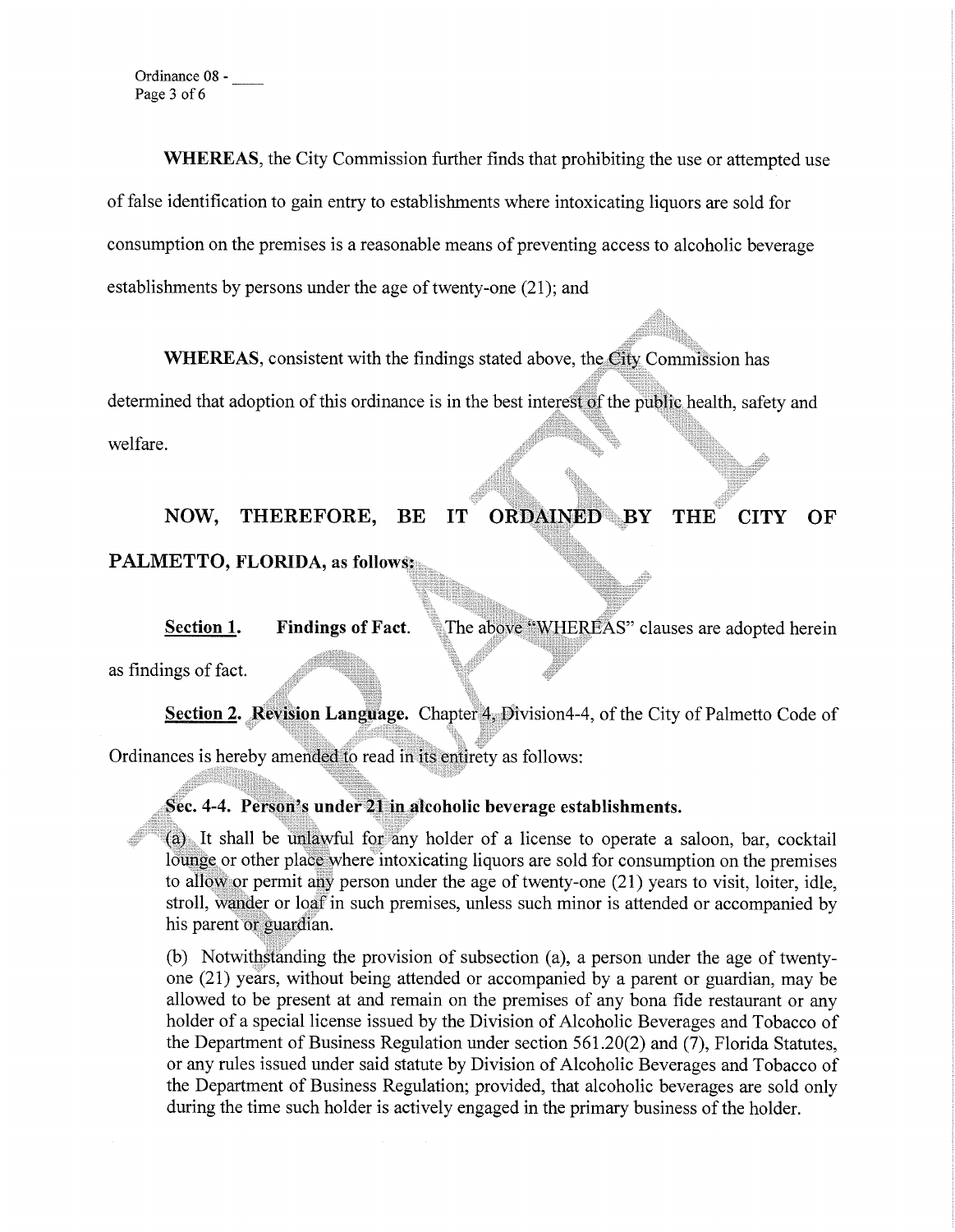**WHEREAS**, the City Commission further finds that prohibiting the use or attempted use of false identification to gain entry to establishments where intoxicating liquors are sold for consumption on the premises is a reasonable means of preventing access to alcoholic beverage establishments by persons under the age of twenty-one (21); and

**WHEREAS**, consistent with the findings stated above, the City Commission has determined that adoption of this ordinance is in the best interest of the public health, safety and welfare.

**NOW, THEREFORE, BE IT ORDAINED BY THE CITY OF PALMETTO, FLORIDA, as follows:**

**Section 1. Findings of Fact**. The above "WHEREAS" clauses are adopted herein as findings of fact.

**Section 2. Revision Language.** Chapter 4, Division4-4, of the City of Palmetto Code of Ordinances is hereby amended to read in its entirety as follows:

**Sec. 4-4. Person's under 21 in alcoholic beverage establishments.**

(a) It shall be unlawful for any holder of a license to operate a saloon, bar, cocktail lounge or other place where intoxicating liquors are sold for consumption on the premises to allow or permit any person under the age of twenty-one (21) years to visit, loiter, idle, stroll, wander or loaf in such premises, unless such minor is attended or accompanied by his parent or guardian.

(b) Notwithstanding the provision of subsection (a), a person under the age of twenty-one (21) years, without being attended or accompanied by a parent or guardian, may be allowed to be present at and remain on the premises of any bona fide restaurant or any holder of a special license issued by the Division of Alcoholic Beverages and Tobacco of the Department of Business Regulation under section 561.20(2) and (7), Florida Statutes, or any rules issued under said statute by Division of Alcoholic Beverages and Tobacco of the Department of Business Regulation; provided, that alcoholic beverages are sold only during the time such holder is actively engaged in the primary business of the holder.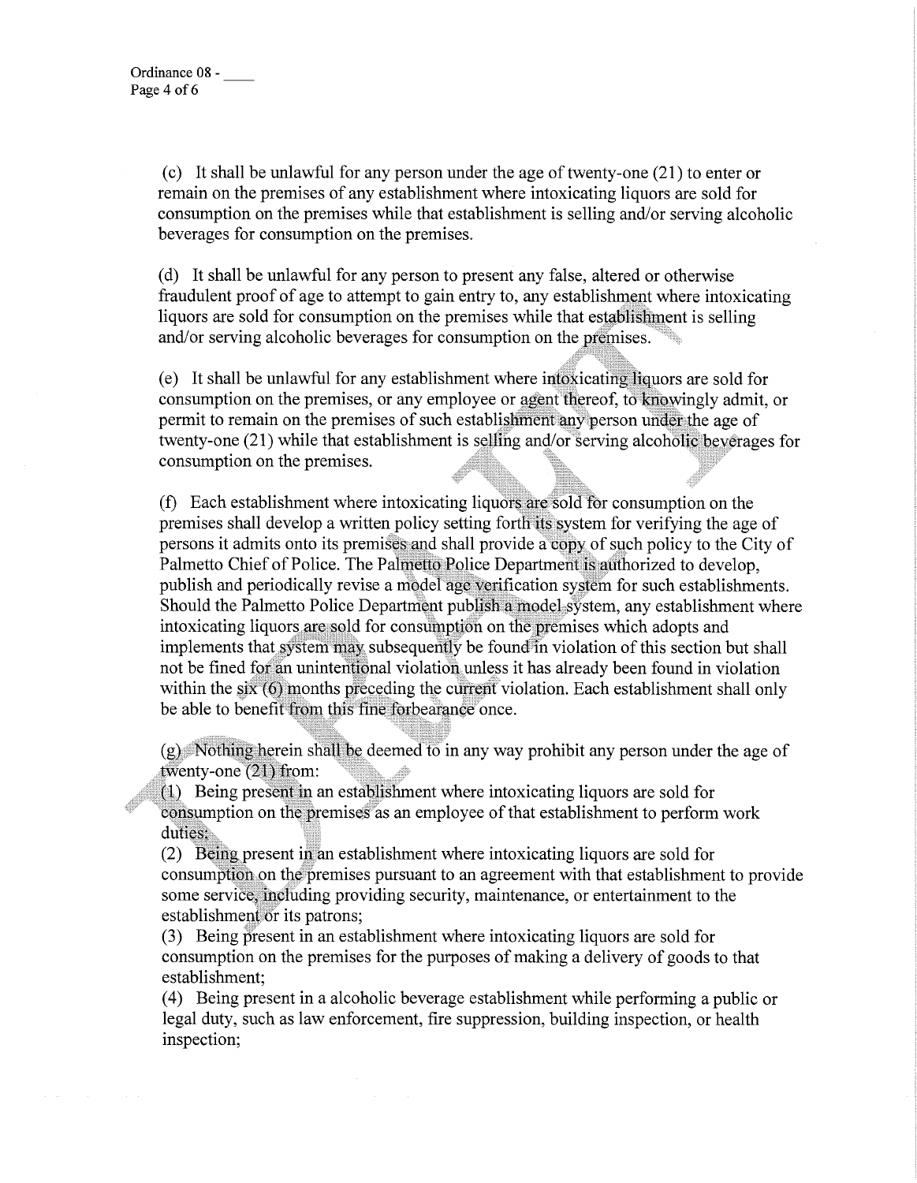(c) It shall be unlawful for any person under the age of twenty-one (21) to enter or remain on the premises of any establishment where intoxicating liquors are sold for consumption on the premises while that establishment is selling and/or serving alcoholic beverages for consumption on the premises.

(d) It shall be unlawful for any person to present any false, altered or otherwise fraudulent proof of age to attempt to gain entry to, any establishment where intoxicating liquors are sold for consumption on the premises while that establishment is selling and/or serving alcoholic beverages for consumption on the premises.

(e) It shall be unlawful for any establishment where intoxicating liquors are sold for consumption on the premises, or any employee or agent thereof, to knowingly admit, or permit to remain on the premises of such establishment any person under the age of twenty-one (21) while that establishment is selling and/or serving alcoholic beverages for consumption on the premises.

(f) Each establishment where intoxicating liquors are sold for consumption on the premises shall develop a written policy setting forth its system for verifying the age of persons it admits onto its premises and shall provide a copy of such policy to the City of Palmetto Chief of Police. The Palmetto Police Department is authorized to develop, publish and periodically revise a model age verification system for such establishments. Should the Palmetto Police Department publish a model system, any establishment where intoxicating liquors are sold for consumption on the premises which adopts and implements that system may subsequently be found in violation of this section but shall not be fined for an unintentional violation unless it has already been found in violation within the six (6) months preceding the current violation. Each establishment shall only be able to benefit from this fine forbearance once.

(g) Nothing herein shall be deemed to in any way prohibit any person under the age of twenty-one (21) from:
(1) Being present in an establishment where intoxicating liquors are sold for consumption on the premises as an employee of that establishment to perform work duties;
(2) Being present in an establishment where intoxicating liquors are sold for consumption on the premises pursuant to an agreement with that establishment to provide some service, including providing security, maintenance, or entertainment to the establishment or its patrons;
(3) Being present in an establishment where intoxicating liquors are sold for consumption on the premises for the purposes of making a delivery of goods to that establishment;
(4) Being present in a alcoholic beverage establishment while performing a public or legal duty, such as law enforcement, fire suppression, building inspection, or health inspection;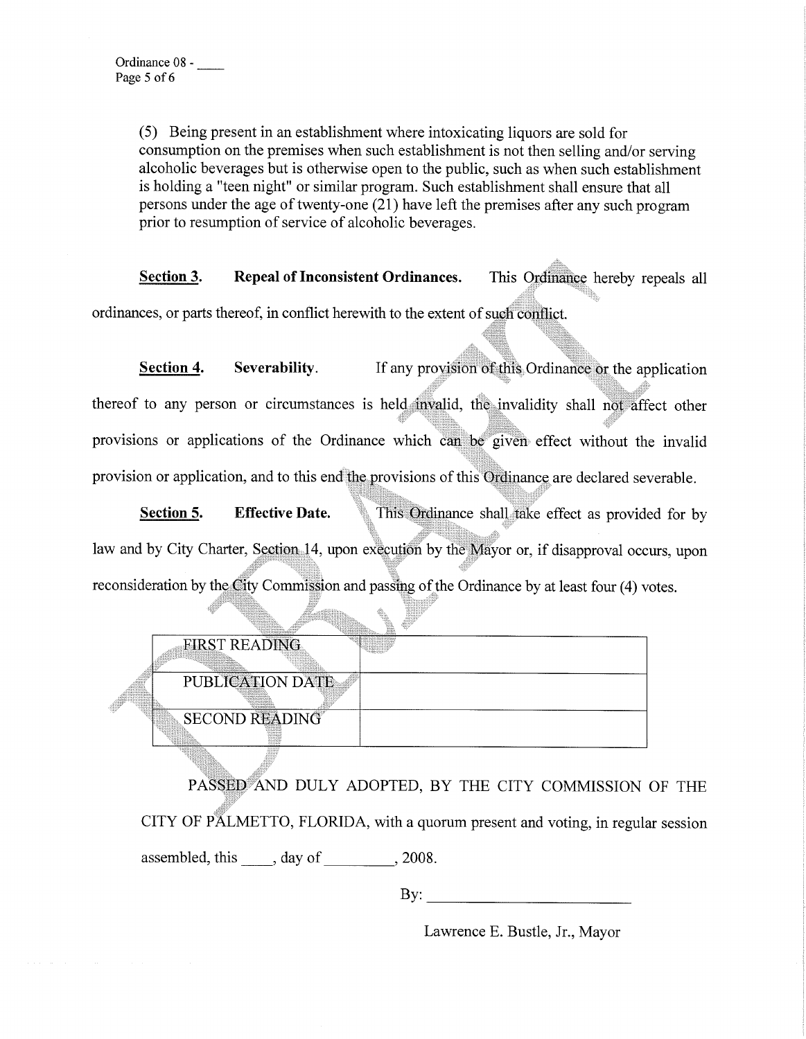(5) Being present in an establishment where intoxicating liquors are sold for consumption on the premises when such establishment is not then selling and/or serving alcoholic beverages but is otherwise open to the public, such as when such establishment is holding a "teen night" or similar program. Such establishment shall ensure that all persons under the age of twenty-one (21) have left the premises after any such program prior to resumption of service of alcoholic beverages.

**Section 3. Repeal of Inconsistent Ordinances.** This Ordinance hereby repeals all ordinances, or parts thereof, in conflict herewith to the extent of such conflict.

**Section 4. Severability.** If any provision of this Ordinance or the application thereof to any person or circumstances is held invalid, the invalidity shall not affect other provisions or applications of the Ordinance which can be given effect without the invalid provision or application, and to this end the provisions of this Ordinance are declared severable.

**Section 5. Effective Date.** This Ordinance shall take effect as provided for by law and by City Charter, Section 14, upon execution by the Mayor or, if disapproval occurs, upon reconsideration by the City Commission and passing of the Ordinance by at least four (4) votes.

| | |
|---|---|
| FIRST READING | |
| PUBLICATION DATE | |
| SECOND READING | |

PASSED AND DULY ADOPTED, BY THE CITY COMMISSION OF THE CITY OF PALMETTO, FLORIDA, with a quorum present and voting, in regular session assembled, this ____, day of _________, 2008.

By: ___________________________

Lawrence E. Bustle, Jr., Mayor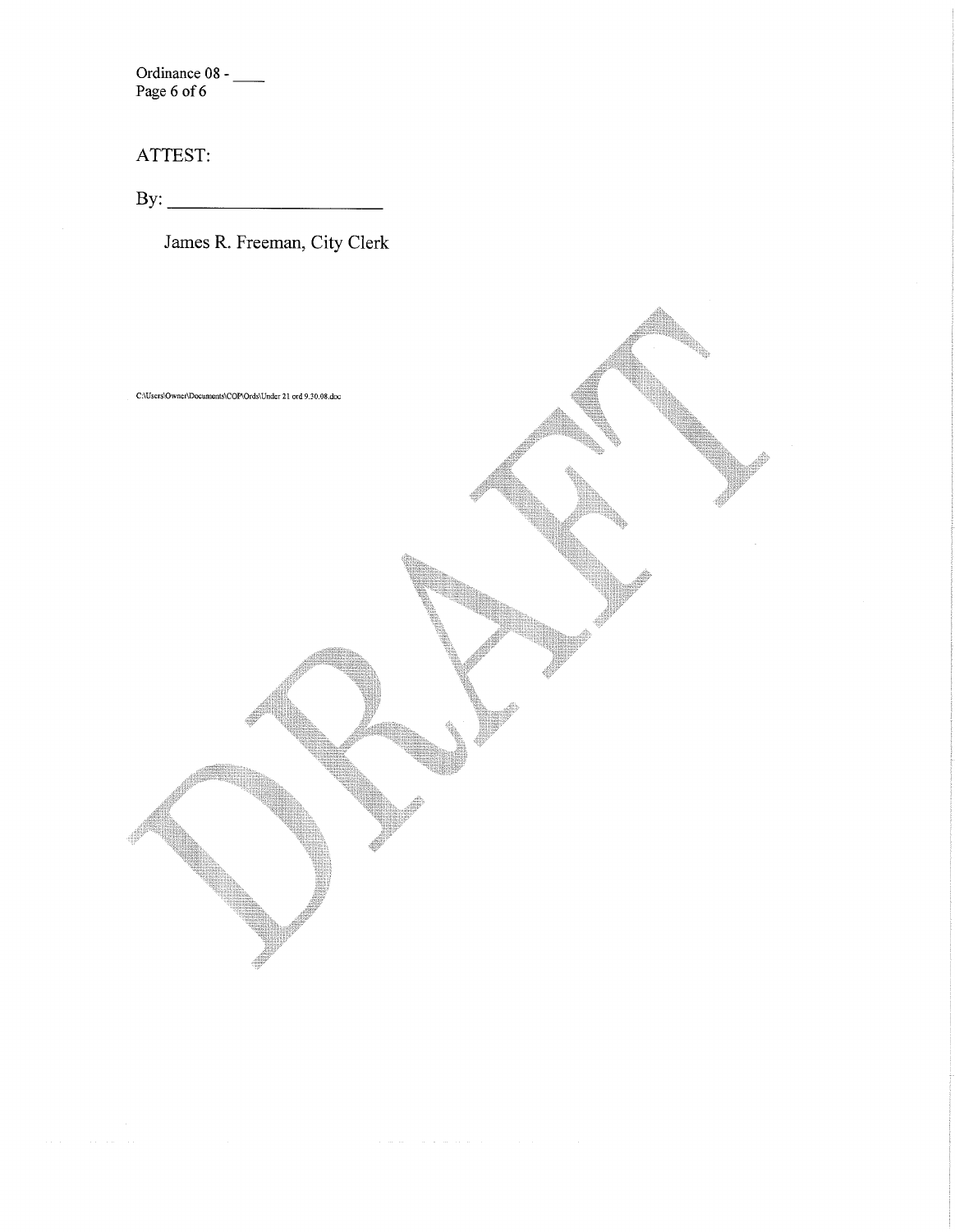ATTEST:

By: ________________________

James R. Freeman, City Clerk

C:\Users\Owner\Documents\COP\Ords\Under 21 ord 9.30.08.doc

DRAFT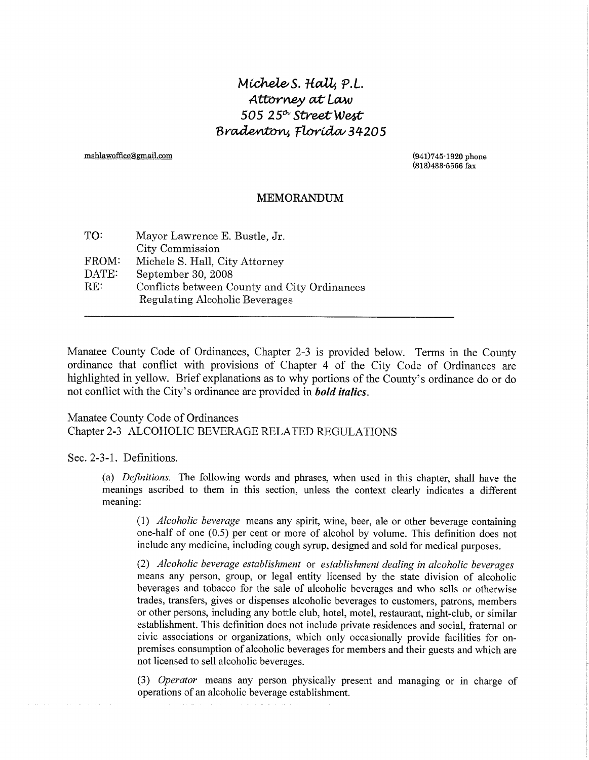# *Michele S. Hall, P.L.*
## *Attorney at Law*
## *505 25th Street West*
## *Bradenton, Florida 34205*

mshlawoffice@gmail.com

(941)745-1920 phone
(813)433-5556 fax

## MEMORANDUM

TO: Mayor Lawrence E. Bustle, Jr.
City Commission

FROM: Michele S. Hall, City Attorney

DATE: September 30, 2008

RE: Conflicts between County and City Ordinances Regulating Alcoholic Beverages

---

Manatee County Code of Ordinances, Chapter 2-3 is provided below. Terms in the County ordinance that conflict with provisions of Chapter 4 of the City Code of Ordinances are highlighted in yellow. Brief explanations as to why portions of the County's ordinance do or do not conflict with the City's ordinance are provided in ***bold italics***.

Manatee County Code of Ordinances
Chapter 2-3 ALCOHOLIC BEVERAGE RELATED REGULATIONS

Sec. 2-3-1. Definitions.

(a) *Definitions.* The following words and phrases, when used in this chapter, shall have the meanings ascribed to them in this section, unless the context clearly indicates a different meaning:

(1) *Alcoholic beverage* means any spirit, wine, beer, ale or other beverage containing one-half of one (0.5) per cent or more of alcohol by volume. This definition does not include any medicine, including cough syrup, designed and sold for medical purposes.

(2) *Alcoholic beverage establishment* or *establishment dealing in alcoholic beverages* means any person, group, or legal entity licensed by the state division of alcoholic beverages and tobacco for the sale of alcoholic beverages and who sells or otherwise trades, transfers, gives or dispenses alcoholic beverages to customers, patrons, members or other persons, including any bottle club, hotel, motel, restaurant, night-club, or similar establishment. This definition does not include private residences and social, fraternal or civic associations or organizations, which only occasionally provide facilities for on-premises consumption of alcoholic beverages for members and their guests and which are not licensed to sell alcoholic beverages.

(3) *Operator* means any person physically present and managing or in charge of operations of an alcoholic beverage establishment.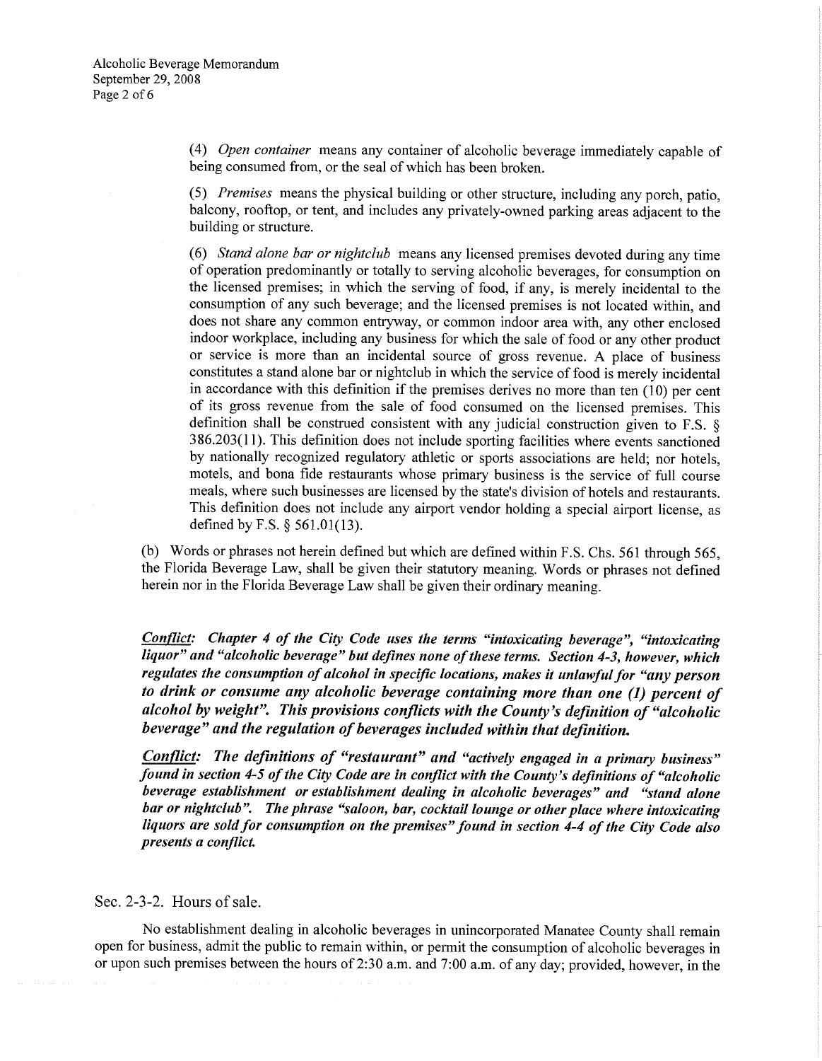(4) *Open container* means any container of alcoholic beverage immediately capable of being consumed from, or the seal of which has been broken.

(5) *Premises* means the physical building or other structure, including any porch, patio, balcony, rooftop, or tent, and includes any privately-owned parking areas adjacent to the building or structure.

(6) *Stand alone bar or nightclub* means any licensed premises devoted during any time of operation predominantly or totally to serving alcoholic beverages, for consumption on the licensed premises; in which the serving of food, if any, is merely incidental to the consumption of any such beverage; and the licensed premises is not located within, and does not share any common entryway, or common indoor area with, any other enclosed indoor workplace, including any business for which the sale of food or any other product or service is more than an incidental source of gross revenue. A place of business constitutes a stand alone bar or nightclub in which the service of food is merely incidental in accordance with this definition if the premises derives no more than ten (10) per cent of its gross revenue from the sale of food consumed on the licensed premises. This definition shall be construed consistent with any judicial construction given to F.S. § 386.203(11). This definition does not include sporting facilities where events sanctioned by nationally recognized regulatory athletic or sports associations are held; nor hotels, motels, and bona fide restaurants whose primary business is the service of full course meals, where such businesses are licensed by the state's division of hotels and restaurants. This definition does not include any airport vendor holding a special airport license, as defined by F.S. § 561.01(13).

(b) Words or phrases not herein defined but which are defined within F.S. Chs. 561 through 565, the Florida Beverage Law, shall be given their statutory meaning. Words or phrases not defined herein nor in the Florida Beverage Law shall be given their ordinary meaning.

***Conflict:** Chapter 4 of the City Code uses the terms "intoxicating beverage", "intoxicating liquor" and "alcoholic beverage" but defines none of these terms. Section 4-3, however, which regulates the consumption of alcohol in specific locations, makes it unlawful for "any person to drink or consume any alcoholic beverage containing more than one (1) percent of alcohol by weight". This provisions conflicts with the County's definition of "alcoholic beverage" and the regulation of beverages included within that definition.*

***Conflict:** The definitions of "restaurant" and "actively engaged in a primary business" found in section 4-5 of the City Code are in conflict with the County's definitions of "alcoholic beverage establishment or establishment dealing in alcoholic beverages" and "stand alone bar or nightclub". The phrase "saloon, bar, cocktail lounge or other place where intoxicating liquors are sold for consumption on the premises" found in section 4-4 of the City Code also presents a conflict.*

Sec. 2-3-2. Hours of sale.

No establishment dealing in alcoholic beverages in unincorporated Manatee County shall remain open for business, admit the public to remain within, or permit the consumption of alcoholic beverages in or upon such premises between the hours of 2:30 a.m. and 7:00 a.m. of any day; provided, however, in the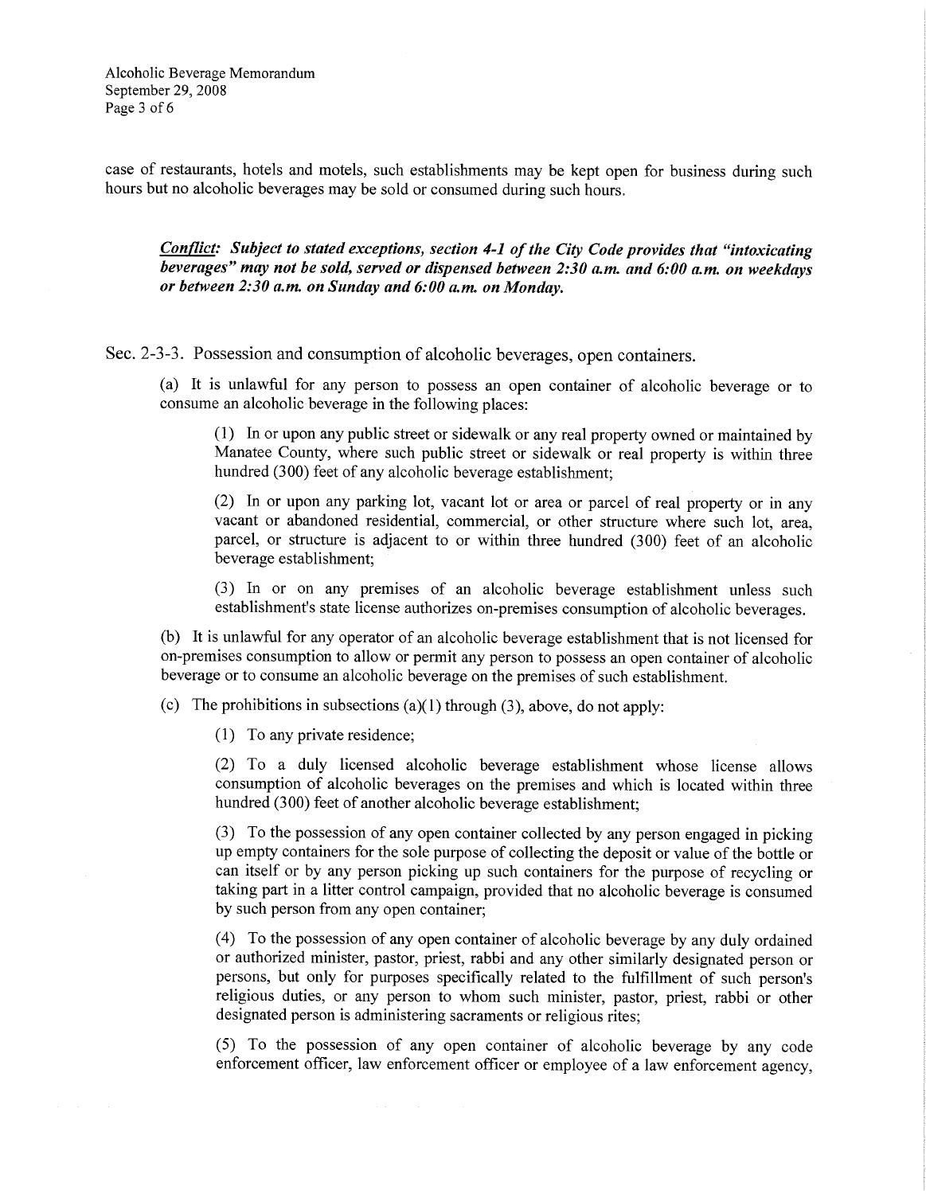case of restaurants, hotels and motels, such establishments may be kept open for business during such hours but no alcoholic beverages may be sold or consumed during such hours.

> ***Conflict:*** ***Subject to stated exceptions, section 4-1 of the City Code provides that "intoxicating beverages" may not be sold, served or dispensed between 2:30 a.m. and 6:00 a.m. on weekdays or between 2:30 a.m. on Sunday and 6:00 a.m. on Monday.***

## Sec. 2-3-3. Possession and consumption of alcoholic beverages, open containers.

(a) It is unlawful for any person to possess an open container of alcoholic beverage or to consume an alcoholic beverage in the following places:

(1) In or upon any public street or sidewalk or any real property owned or maintained by Manatee County, where such public street or sidewalk or real property is within three hundred (300) feet of any alcoholic beverage establishment;

(2) In or upon any parking lot, vacant lot or area or parcel of real property or in any vacant or abandoned residential, commercial, or other structure where such lot, area, parcel, or structure is adjacent to or within three hundred (300) feet of an alcoholic beverage establishment;

(3) In or on any premises of an alcoholic beverage establishment unless such establishment's state license authorizes on-premises consumption of alcoholic beverages.

(b) It is unlawful for any operator of an alcoholic beverage establishment that is not licensed for on-premises consumption to allow or permit any person to possess an open container of alcoholic beverage or to consume an alcoholic beverage on the premises of such establishment.

(c) The prohibitions in subsections (a)(1) through (3), above, do not apply:

(1) To any private residence;

(2) To a duly licensed alcoholic beverage establishment whose license allows consumption of alcoholic beverages on the premises and which is located within three hundred (300) feet of another alcoholic beverage establishment;

(3) To the possession of any open container collected by any person engaged in picking up empty containers for the sole purpose of collecting the deposit or value of the bottle or can itself or by any person picking up such containers for the purpose of recycling or taking part in a litter control campaign, provided that no alcoholic beverage is consumed by such person from any open container;

(4) To the possession of any open container of alcoholic beverage by any duly ordained or authorized minister, pastor, priest, rabbi and any other similarly designated person or persons, but only for purposes specifically related to the fulfillment of such person's religious duties, or any person to whom such minister, pastor, priest, rabbi or other designated person is administering sacraments or religious rites;

(5) To the possession of any open container of alcoholic beverage by any code enforcement officer, law enforcement officer or employee of a law enforcement agency,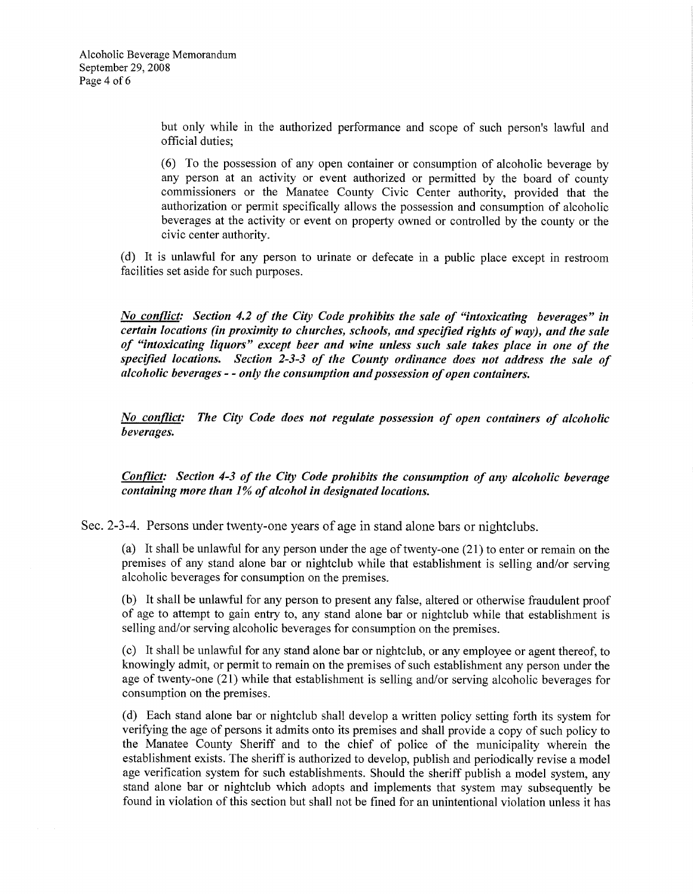but only while in the authorized performance and scope of such person's lawful and official duties;

(6) To the possession of any open container or consumption of alcoholic beverage by any person at an activity or event authorized or permitted by the board of county commissioners or the Manatee County Civic Center authority, provided that the authorization or permit specifically allows the possession and consumption of alcoholic beverages at the activity or event on property owned or controlled by the county or the civic center authority.

(d) It is unlawful for any person to urinate or defecate in a public place except in restroom facilities set aside for such purposes.

***No conflict:*** ***Section 4.2 of the City Code prohibits the sale of "intoxicating beverages" in certain locations (in proximity to churches, schools, and specified rights of way), and the sale of "intoxicating liquors" except beer and wine unless such sale takes place in one of the specified locations. Section 2-3-3 of the County ordinance does not address the sale of alcoholic beverages - - only the consumption and possession of open containers.***

***No conflict:*** ***The City Code does not regulate possession of open containers of alcoholic beverages.***

***Conflict:*** ***Section 4-3 of the City Code prohibits the consumption of any alcoholic beverage containing more than 1% of alcohol in designated locations.***

Sec. 2-3-4. Persons under twenty-one years of age in stand alone bars or nightclubs.

(a) It shall be unlawful for any person under the age of twenty-one (21) to enter or remain on the premises of any stand alone bar or nightclub while that establishment is selling and/or serving alcoholic beverages for consumption on the premises.

(b) It shall be unlawful for any person to present any false, altered or otherwise fraudulent proof of age to attempt to gain entry to, any stand alone bar or nightclub while that establishment is selling and/or serving alcoholic beverages for consumption on the premises.

(c) It shall be unlawful for any stand alone bar or nightclub, or any employee or agent thereof, to knowingly admit, or permit to remain on the premises of such establishment any person under the age of twenty-one (21) while that establishment is selling and/or serving alcoholic beverages for consumption on the premises.

(d) Each stand alone bar or nightclub shall develop a written policy setting forth its system for verifying the age of persons it admits onto its premises and shall provide a copy of such policy to the Manatee County Sheriff and to the chief of police of the municipality wherein the establishment exists. The sheriff is authorized to develop, publish and periodically revise a model age verification system for such establishments. Should the sheriff publish a model system, any stand alone bar or nightclub which adopts and implements that system may subsequently be found in violation of this section but shall not be fined for an unintentional violation unless it has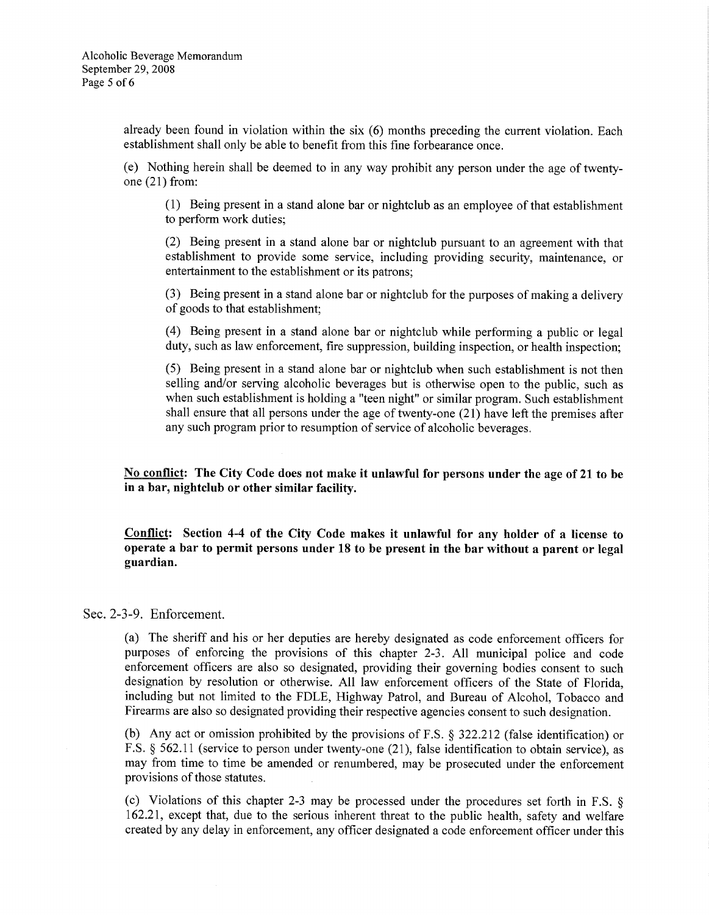already been found in violation within the six (6) months preceding the current violation. Each establishment shall only be able to benefit from this fine forbearance once.

(e) Nothing herein shall be deemed to in any way prohibit any person under the age of twenty-one (21) from:

(1) Being present in a stand alone bar or nightclub as an employee of that establishment to perform work duties;

(2) Being present in a stand alone bar or nightclub pursuant to an agreement with that establishment to provide some service, including providing security, maintenance, or entertainment to the establishment or its patrons;

(3) Being present in a stand alone bar or nightclub for the purposes of making a delivery of goods to that establishment;

(4) Being present in a stand alone bar or nightclub while performing a public or legal duty, such as law enforcement, fire suppression, building inspection, or health inspection;

(5) Being present in a stand alone bar or nightclub when such establishment is not then selling and/or serving alcoholic beverages but is otherwise open to the public, such as when such establishment is holding a "teen night" or similar program. Such establishment shall ensure that all persons under the age of twenty-one (21) have left the premises after any such program prior to resumption of service of alcoholic beverages.

**No conflict: The City Code does not make it unlawful for persons under the age of 21 to be in a bar, nightclub or other similar facility.**

**Conflict: Section 4-4 of the City Code makes it unlawful for any holder of a license to operate a bar to permit persons under 18 to be present in the bar without a parent or legal guardian.**

## Sec. 2-3-9. Enforcement.

(a) The sheriff and his or her deputies are hereby designated as code enforcement officers for purposes of enforcing the provisions of this chapter 2-3. All municipal police and code enforcement officers are also so designated, providing their governing bodies consent to such designation by resolution or otherwise. All law enforcement officers of the State of Florida, including but not limited to the FDLE, Highway Patrol, and Bureau of Alcohol, Tobacco and Firearms are also so designated providing their respective agencies consent to such designation.

(b) Any act or omission prohibited by the provisions of F.S. § 322.212 (false identification) or F.S. § 562.11 (service to person under twenty-one (21), false identification to obtain service), as may from time to time be amended or renumbered, may be prosecuted under the enforcement provisions of those statutes.

(c) Violations of this chapter 2-3 may be processed under the procedures set forth in F.S. § 162.21, except that, due to the serious inherent threat to the public health, safety and welfare created by any delay in enforcement, any officer designated a code enforcement officer under this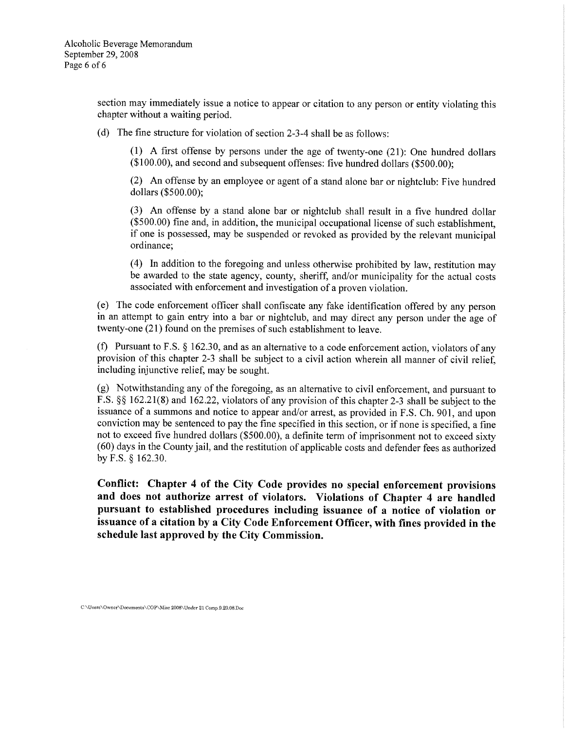section may immediately issue a notice to appear or citation to any person or entity violating this chapter without a waiting period.

(d) The fine structure for violation of section 2-3-4 shall be as follows:

(1) A first offense by persons under the age of twenty-one (21): One hundred dollars ($100.00), and second and subsequent offenses: five hundred dollars ($500.00);

(2) An offense by an employee or agent of a stand alone bar or nightclub: Five hundred dollars ($500.00);

(3) An offense by a stand alone bar or nightclub shall result in a five hundred dollar ($500.00) fine and, in addition, the municipal occupational license of such establishment, if one is possessed, may be suspended or revoked as provided by the relevant municipal ordinance;

(4) In addition to the foregoing and unless otherwise prohibited by law, restitution may be awarded to the state agency, county, sheriff, and/or municipality for the actual costs associated with enforcement and investigation of a proven violation.

(e) The code enforcement officer shall confiscate any fake identification offered by any person in an attempt to gain entry into a bar or nightclub, and may direct any person under the age of twenty-one (21) found on the premises of such establishment to leave.

(f) Pursuant to F.S. § 162.30, and as an alternative to a code enforcement action, violators of any provision of this chapter 2-3 shall be subject to a civil action wherein all manner of civil relief, including injunctive relief, may be sought.

(g) Notwithstanding any of the foregoing, as an alternative to civil enforcement, and pursuant to F.S. §§ 162.21(8) and 162.22, violators of any provision of this chapter 2-3 shall be subject to the issuance of a summons and notice to appear and/or arrest, as provided in F.S. Ch. 901, and upon conviction may be sentenced to pay the fine specified in this section, or if none is specified, a fine not to exceed five hundred dollars ($500.00), a definite term of imprisonment not to exceed sixty (60) days in the County jail, and the restitution of applicable costs and defender fees as authorized by F.S. § 162.30.

**Conflict: Chapter 4 of the City Code provides no special enforcement provisions and does not authorize arrest of violators. Violations of Chapter 4 are handled pursuant to established procedures including issuance of a notice of violation or issuance of a citation by a City Code Enforcement Officer, with fines provided in the schedule last approved by the City Commission.**

C:\Users\Owner\Documents\COP\Misc 2008\Under 21 Comp.9.29.08.Doc